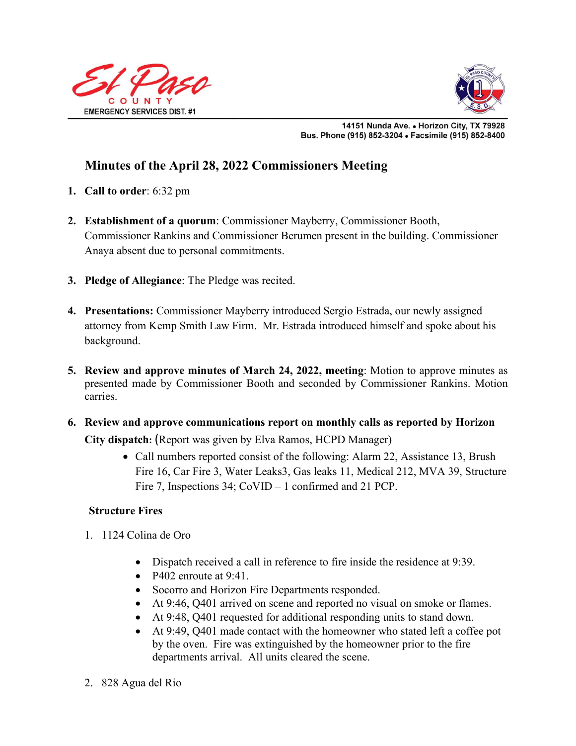El Paso County Emergency Services Dist. #1

14151 Nunda Ave. • Horizon City, TX 79928
Bus. Phone (915) 852-3204 • Facsimile (915) 852-8400

# Minutes of the April 28, 2022 Commissioners Meeting

1. **Call to order**: 6:32 pm

2. **Establishment of a quorum**: Commissioner Mayberry, Commissioner Booth, Commissioner Rankins and Commissioner Berumen present in the building. Commissioner Anaya absent due to personal commitments.

3. **Pledge of Allegiance**: The Pledge was recited.

4. **Presentations:** Commissioner Mayberry introduced Sergio Estrada, our newly assigned attorney from Kemp Smith Law Firm. Mr. Estrada introduced himself and spoke about his background.

5. **Review and approve minutes of March 24, 2022, meeting**: Motion to approve minutes as presented made by Commissioner Booth and seconded by Commissioner Rankins. Motion carries.

6. **Review and approve communications report on monthly calls as reported by Horizon City dispatch:** (Report was given by Elva Ramos, HCPD Manager)
   - Call numbers reported consist of the following: Alarm 22, Assistance 13, Brush Fire 16, Car Fire 3, Water Leaks3, Gas leaks 11, Medical 212, MVA 39, Structure Fire 7, Inspections 34; CoVID – 1 confirmed and 21 PCP.

**Structure Fires**

1. 1124 Colina de Oro
   - Dispatch received a call in reference to fire inside the residence at 9:39.
   - P402 enroute at 9:41.
   - Socorro and Horizon Fire Departments responded.
   - At 9:46, Q401 arrived on scene and reported no visual on smoke or flames.
   - At 9:48, Q401 requested for additional responding units to stand down.
   - At 9:49, Q401 made contact with the homeowner who stated left a coffee pot by the oven. Fire was extinguished by the homeowner prior to the fire departments arrival. All units cleared the scene.

2. 828 Agua del Rio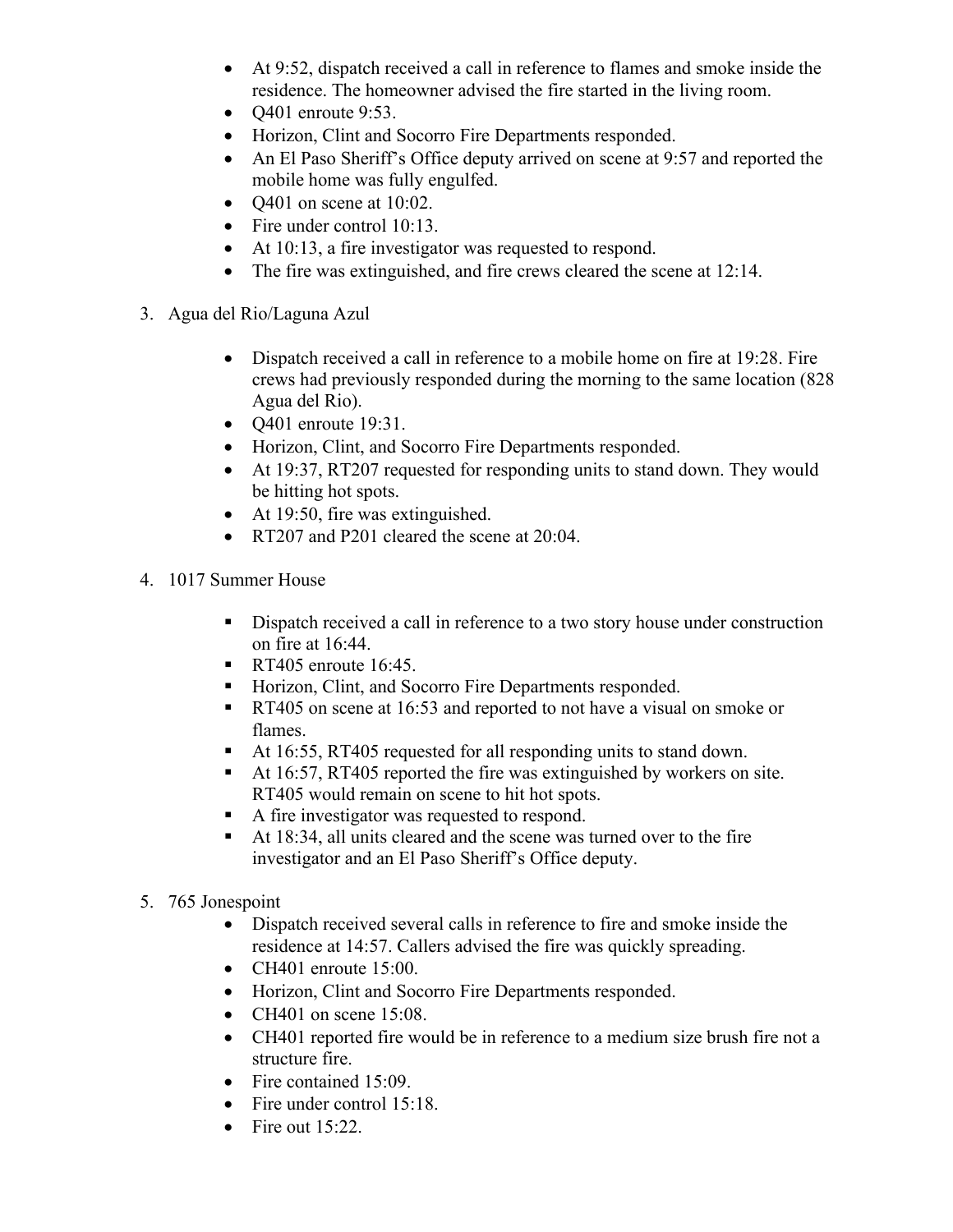- At 9:52, dispatch received a call in reference to flames and smoke inside the residence. The homeowner advised the fire started in the living room.
- Q401 enroute 9:53.
- Horizon, Clint and Socorro Fire Departments responded.
- An El Paso Sheriff's Office deputy arrived on scene at 9:57 and reported the mobile home was fully engulfed.
- Q401 on scene at 10:02.
- Fire under control 10:13.
- At 10:13, a fire investigator was requested to respond.
- The fire was extinguished, and fire crews cleared the scene at 12:14.

3. Agua del Rio/Laguna Azul

   - Dispatch received a call in reference to a mobile home on fire at 19:28. Fire crews had previously responded during the morning to the same location (828 Agua del Rio).
   - Q401 enroute 19:31.
   - Horizon, Clint, and Socorro Fire Departments responded.
   - At 19:37, RT207 requested for responding units to stand down. They would be hitting hot spots.
   - At 19:50, fire was extinguished.
   - RT207 and P201 cleared the scene at 20:04.

4. 1017 Summer House

   - Dispatch received a call in reference to a two story house under construction on fire at 16:44.
   - RT405 enroute 16:45.
   - Horizon, Clint, and Socorro Fire Departments responded.
   - RT405 on scene at 16:53 and reported to not have a visual on smoke or flames.
   - At 16:55, RT405 requested for all responding units to stand down.
   - At 16:57, RT405 reported the fire was extinguished by workers on site. RT405 would remain on scene to hit hot spots.
   - A fire investigator was requested to respond.
   - At 18:34, all units cleared and the scene was turned over to the fire investigator and an El Paso Sheriff's Office deputy.

5. 765 Jonespoint
   - Dispatch received several calls in reference to fire and smoke inside the residence at 14:57. Callers advised the fire was quickly spreading.
   - CH401 enroute 15:00.
   - Horizon, Clint and Socorro Fire Departments responded.
   - CH401 on scene 15:08.
   - CH401 reported fire would be in reference to a medium size brush fire not a structure fire.
   - Fire contained 15:09.
   - Fire under control 15:18.
   - Fire out 15:22.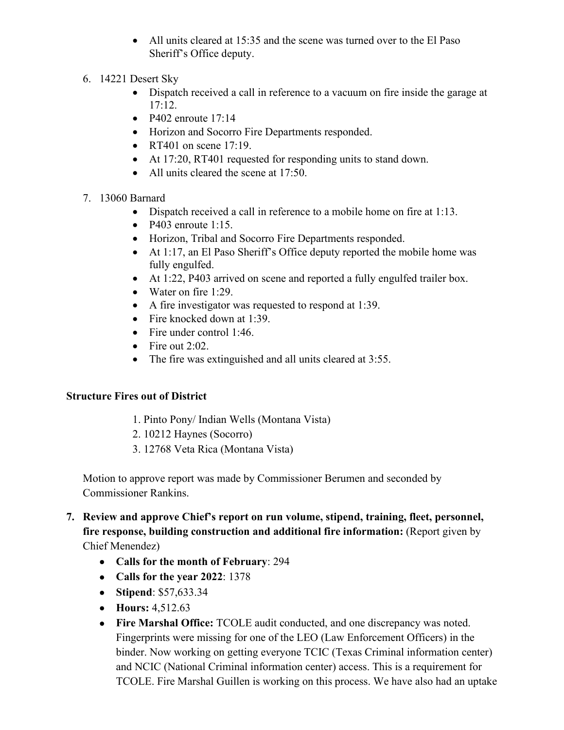- All units cleared at 15:35 and the scene was turned over to the El Paso Sheriff's Office deputy.

6. 14221 Desert Sky
    - Dispatch received a call in reference to a vacuum on fire inside the garage at 17:12.
    - P402 enroute 17:14
    - Horizon and Socorro Fire Departments responded.
    - RT401 on scene 17:19.
    - At 17:20, RT401 requested for responding units to stand down.
    - All units cleared the scene at 17:50.

7. 13060 Barnard
    - Dispatch received a call in reference to a mobile home on fire at 1:13.
    - P403 enroute 1:15.
    - Horizon, Tribal and Socorro Fire Departments responded.
    - At 1:17, an El Paso Sheriff's Office deputy reported the mobile home was fully engulfed.
    - At 1:22, P403 arrived on scene and reported a fully engulfed trailer box.
    - Water on fire 1:29.
    - A fire investigator was requested to respond at 1:39.
    - Fire knocked down at 1:39.
    - Fire under control 1:46.
    - Fire out 2:02.
    - The fire was extinguished and all units cleared at 3:55.

**Structure Fires out of District**

1. Pinto Pony/ Indian Wells (Montana Vista)
2. 10212 Haynes (Socorro)
3. 12768 Veta Rica (Montana Vista)

Motion to approve report was made by Commissioner Berumen and seconded by Commissioner Rankins.

**7. Review and approve Chief's report on run volume, stipend, training, fleet, personnel, fire response, building construction and additional fire information:** (Report given by Chief Menendez)

- **Calls for the month of February**: 294
- **Calls for the year 2022**: 1378
- **Stipend**: $57,633.34
- **Hours:** 4,512.63
- **Fire Marshal Office:** TCOLE audit conducted, and one discrepancy was noted. Fingerprints were missing for one of the LEO (Law Enforcement Officers) in the binder. Now working on getting everyone TCIC (Texas Criminal information center) and NCIC (National Criminal information center) access. This is a requirement for TCOLE. Fire Marshal Guillen is working on this process. We have also had an uptake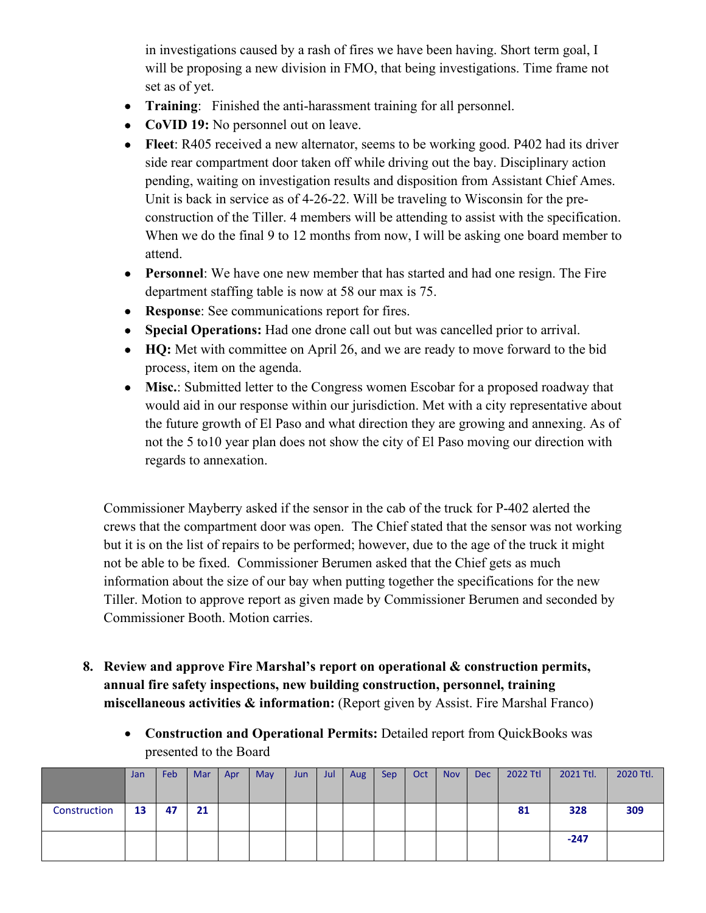in investigations caused by a rash of fires we have been having. Short term goal, I will be proposing a new division in FMO, that being investigations. Time frame not set as of yet.

- **Training**: Finished the anti-harassment training for all personnel.
- **CoVID 19:** No personnel out on leave.
- **Fleet**: R405 received a new alternator, seems to be working good. P402 had its driver side rear compartment door taken off while driving out the bay. Disciplinary action pending, waiting on investigation results and disposition from Assistant Chief Ames. Unit is back in service as of 4-26-22. Will be traveling to Wisconsin for the pre-construction of the Tiller. 4 members will be attending to assist with the specification. When we do the final 9 to 12 months from now, I will be asking one board member to attend.
- **Personnel**: We have one new member that has started and had one resign. The Fire department staffing table is now at 58 our max is 75.
- **Response**: See communications report for fires.
- **Special Operations:** Had one drone call out but was cancelled prior to arrival.
- **HQ:** Met with committee on April 26, and we are ready to move forward to the bid process, item on the agenda.
- **Misc.**: Submitted letter to the Congress women Escobar for a proposed roadway that would aid in our response within our jurisdiction. Met with a city representative about the future growth of El Paso and what direction they are growing and annexing. As of not the 5 to10 year plan does not show the city of El Paso moving our direction with regards to annexation.

Commissioner Mayberry asked if the sensor in the cab of the truck for P-402 alerted the crews that the compartment door was open. The Chief stated that the sensor was not working but it is on the list of repairs to be performed; however, due to the age of the truck it might not be able to be fixed. Commissioner Berumen asked that the Chief gets as much information about the size of our bay when putting together the specifications for the new Tiller. Motion to approve report as given made by Commissioner Berumen and seconded by Commissioner Booth. Motion carries.

8. **Review and approve Fire Marshal's report on operational & construction permits, annual fire safety inspections, new building construction, personnel, training miscellaneous activities & information:** (Report given by Assist. Fire Marshal Franco)

- **Construction and Operational Permits:** Detailed report from QuickBooks was presented to the Board

| | Jan | Feb | Mar | Apr | May | Jun | Jul | Aug | Sep | Oct | Nov | Dec | 2022 Ttl | 2021 Ttl. | 2020 Ttl. |
|---|---|---|---|---|---|---|---|---|---|---|---|---|---|---|---|
| Construction | **13** | **47** | **21** | | | | | | | | | | **81** | **328** | **309** |
| | | | | | | | | | | | | | | **-247** | |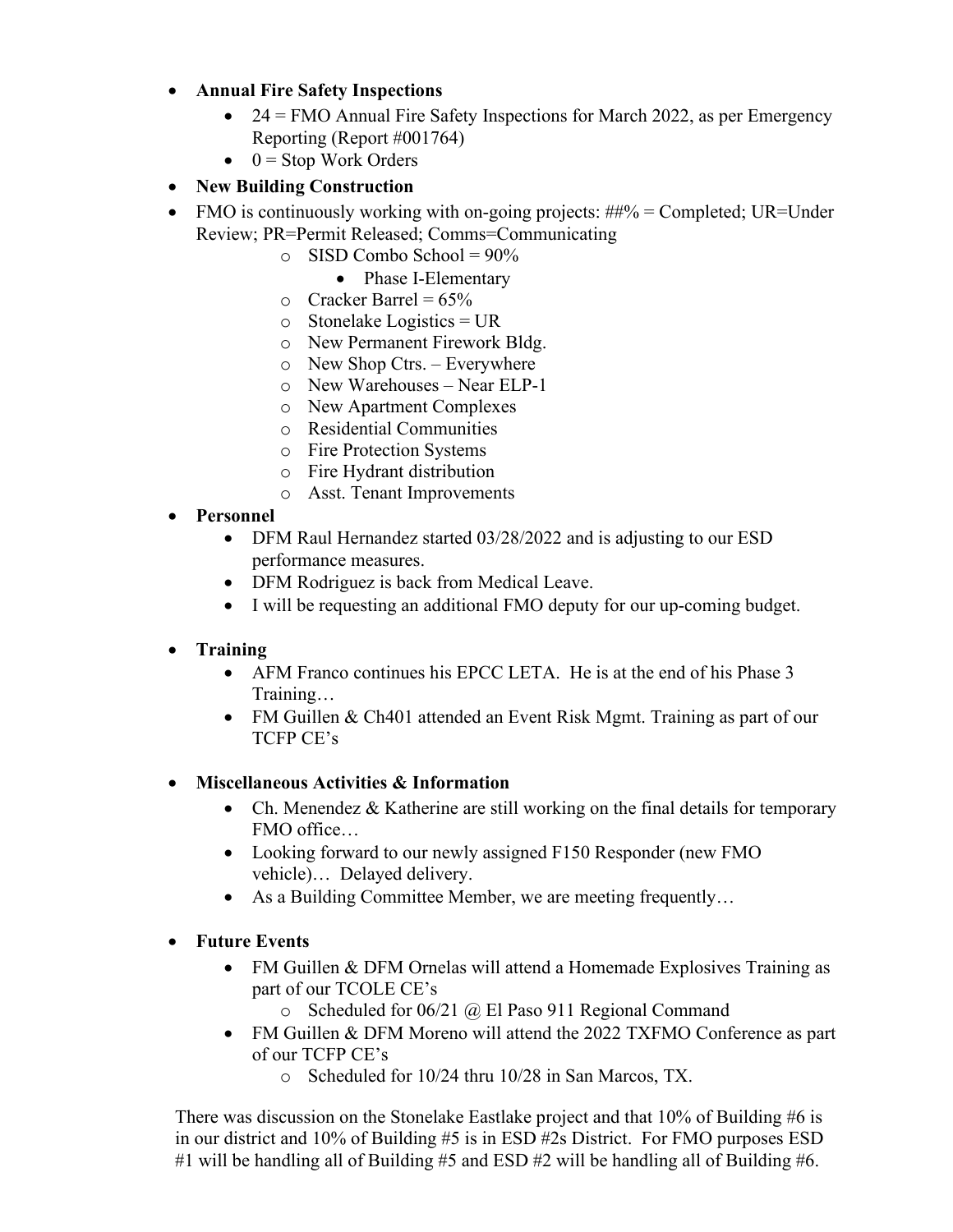- **Annual Fire Safety Inspections**
    - 24 = FMO Annual Fire Safety Inspections for March 2022, as per Emergency Reporting (Report #001764)
    - 0 = Stop Work Orders
- **New Building Construction**
- FMO is continuously working with on-going projects: ##% = Completed; UR=Under Review; PR=Permit Released; Comms=Communicating
    - SISD Combo School = 90%
        - Phase I-Elementary
    - Cracker Barrel = 65%
    - Stonelake Logistics = UR
    - New Permanent Firework Bldg.
    - New Shop Ctrs. – Everywhere
    - New Warehouses – Near ELP-1
    - New Apartment Complexes
    - Residential Communities
    - Fire Protection Systems
    - Fire Hydrant distribution
    - Asst. Tenant Improvements
- **Personnel**
    - DFM Raul Hernandez started 03/28/2022 and is adjusting to our ESD performance measures.
    - DFM Rodriguez is back from Medical Leave.
    - I will be requesting an additional FMO deputy for our up-coming budget.
- **Training**
    - AFM Franco continues his EPCC LETA. He is at the end of his Phase 3 Training…
    - FM Guillen & Ch401 attended an Event Risk Mgmt. Training as part of our TCFP CE's
- **Miscellaneous Activities & Information**
    - Ch. Menendez & Katherine are still working on the final details for temporary FMO office…
    - Looking forward to our newly assigned F150 Responder (new FMO vehicle)… Delayed delivery.
    - As a Building Committee Member, we are meeting frequently…
- **Future Events**
    - FM Guillen & DFM Ornelas will attend a Homemade Explosives Training as part of our TCOLE CE's
        - Scheduled for 06/21 @ El Paso 911 Regional Command
    - FM Guillen & DFM Moreno will attend the 2022 TXFMO Conference as part of our TCFP CE's
        - Scheduled for 10/24 thru 10/28 in San Marcos, TX.

There was discussion on the Stonelake Eastlake project and that 10% of Building #6 is in our district and 10% of Building #5 is in ESD #2s District. For FMO purposes ESD #1 will be handling all of Building #5 and ESD #2 will be handling all of Building #6.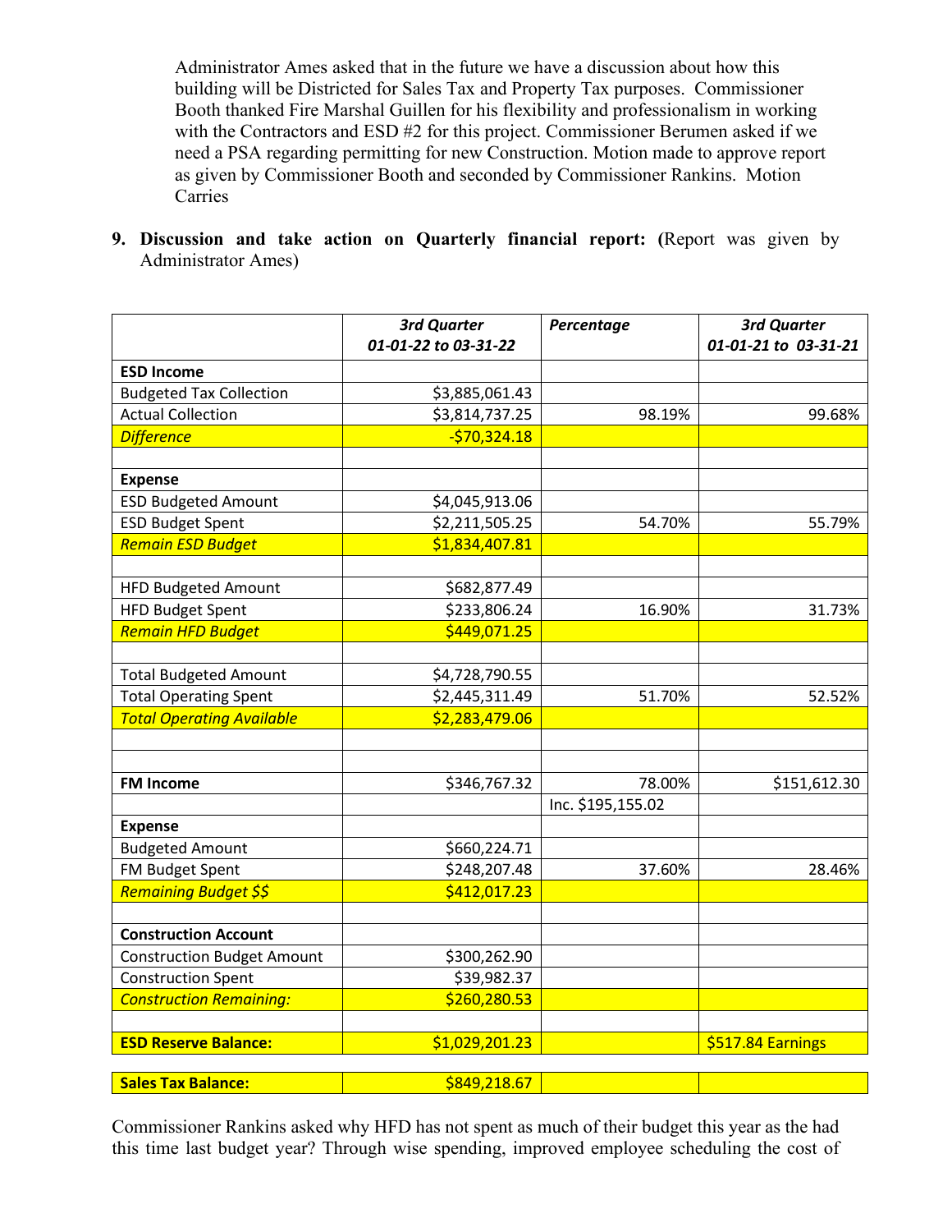Administrator Ames asked that in the future we have a discussion about how this building will be Districted for Sales Tax and Property Tax purposes. Commissioner Booth thanked Fire Marshal Guillen for his flexibility and professionalism in working with the Contractors and ESD #2 for this project. Commissioner Berumen asked if we need a PSA regarding permitting for new Construction. Motion made to approve report as given by Commissioner Booth and seconded by Commissioner Rankins. Motion Carries

9. **Discussion and take action on Quarterly financial report: (**Report was given by Administrator Ames)

| | *3rd Quarter 01-01-22 to 03-31-22* | *Percentage* | *3rd Quarter 01-01-21 to 03-31-21* |
|---|---|---|---|
| **ESD Income** | | | |
| Budgeted Tax Collection | $3,885,061.43 | | |
| Actual Collection | $3,814,737.25 | 98.19% | 99.68% |
| *Difference* | -$70,324.18 | | |
| | | | |
| **Expense** | | | |
| ESD Budgeted Amount | $4,045,913.06 | | |
| ESD Budget Spent | $2,211,505.25 | 54.70% | 55.79% |
| *Remain ESD Budget* | $1,834,407.81 | | |
| | | | |
| HFD Budgeted Amount | $682,877.49 | | |
| HFD Budget Spent | $233,806.24 | 16.90% | 31.73% |
| *Remain HFD Budget* | $449,071.25 | | |
| | | | |
| Total Budgeted Amount | $4,728,790.55 | | |
| Total Operating Spent | $2,445,311.49 | 51.70% | 52.52% |
| *Total Operating Available* | $2,283,479.06 | | |
| | | | |
| | | | |
| **FM Income** | $346,767.32 | 78.00% | $151,612.30 |
| | | Inc. $195,155.02 | |
| **Expense** | | | |
| Budgeted Amount | $660,224.71 | | |
| FM Budget Spent | $248,207.48 | 37.60% | 28.46% |
| *Remaining Budget $$* | $412,017.23 | | |
| | | | |
| **Construction Account** | | | |
| Construction Budget Amount | $300,262.90 | | |
| Construction Spent | $39,982.37 | | |
| *Construction Remaining:* | $260,280.53 | | |
| | | | |
| **ESD Reserve Balance:** | $1,029,201.23 | | $517.84 Earnings |
| | | | |
| **Sales Tax Balance:** | $849,218.67 | | |

Commissioner Rankins asked why HFD has not spent as much of their budget this year as the had this time last budget year? Through wise spending, improved employee scheduling the cost of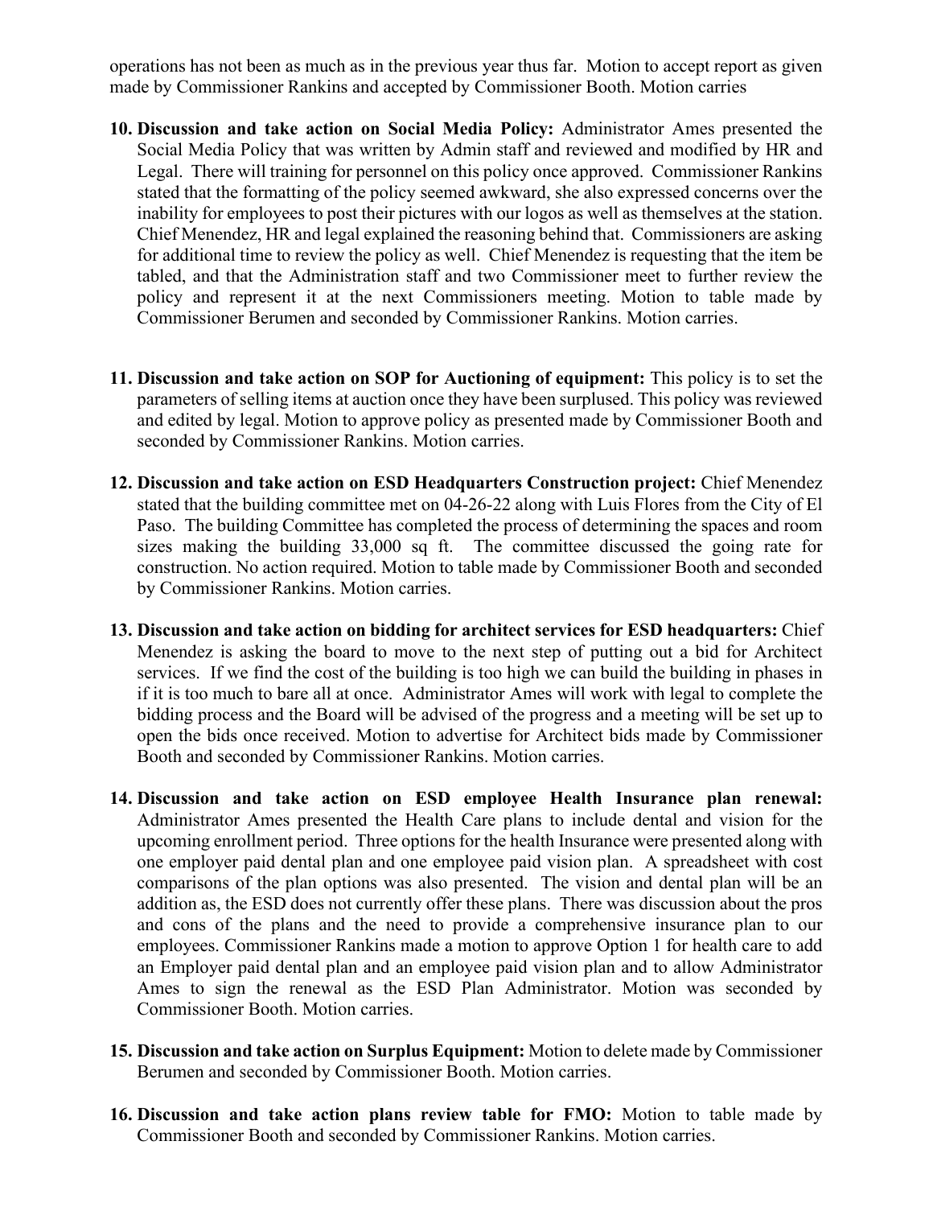operations has not been as much as in the previous year thus far. Motion to accept report as given made by Commissioner Rankins and accepted by Commissioner Booth. Motion carries

10. **Discussion and take action on Social Media Policy:** Administrator Ames presented the Social Media Policy that was written by Admin staff and reviewed and modified by HR and Legal. There will training for personnel on this policy once approved. Commissioner Rankins stated that the formatting of the policy seemed awkward, she also expressed concerns over the inability for employees to post their pictures with our logos as well as themselves at the station. Chief Menendez, HR and legal explained the reasoning behind that. Commissioners are asking for additional time to review the policy as well. Chief Menendez is requesting that the item be tabled, and that the Administration staff and two Commissioner meet to further review the policy and represent it at the next Commissioners meeting. Motion to table made by Commissioner Berumen and seconded by Commissioner Rankins. Motion carries.

11. **Discussion and take action on SOP for Auctioning of equipment:** This policy is to set the parameters of selling items at auction once they have been surplused. This policy was reviewed and edited by legal. Motion to approve policy as presented made by Commissioner Booth and seconded by Commissioner Rankins. Motion carries.

12. **Discussion and take action on ESD Headquarters Construction project:** Chief Menendez stated that the building committee met on 04-26-22 along with Luis Flores from the City of El Paso. The building Committee has completed the process of determining the spaces and room sizes making the building 33,000 sq ft. The committee discussed the going rate for construction. No action required. Motion to table made by Commissioner Booth and seconded by Commissioner Rankins. Motion carries.

13. **Discussion and take action on bidding for architect services for ESD headquarters:** Chief Menendez is asking the board to move to the next step of putting out a bid for Architect services. If we find the cost of the building is too high we can build the building in phases in if it is too much to bare all at once. Administrator Ames will work with legal to complete the bidding process and the Board will be advised of the progress and a meeting will be set up to open the bids once received. Motion to advertise for Architect bids made by Commissioner Booth and seconded by Commissioner Rankins. Motion carries.

14. **Discussion and take action on ESD employee Health Insurance plan renewal:** Administrator Ames presented the Health Care plans to include dental and vision for the upcoming enrollment period. Three options for the health Insurance were presented along with one employer paid dental plan and one employee paid vision plan. A spreadsheet with cost comparisons of the plan options was also presented. The vision and dental plan will be an addition as, the ESD does not currently offer these plans. There was discussion about the pros and cons of the plans and the need to provide a comprehensive insurance plan to our employees. Commissioner Rankins made a motion to approve Option 1 for health care to add an Employer paid dental plan and an employee paid vision plan and to allow Administrator Ames to sign the renewal as the ESD Plan Administrator. Motion was seconded by Commissioner Booth. Motion carries.

15. **Discussion and take action on Surplus Equipment:** Motion to delete made by Commissioner Berumen and seconded by Commissioner Booth. Motion carries.

16. **Discussion and take action plans review table for FMO:** Motion to table made by Commissioner Booth and seconded by Commissioner Rankins. Motion carries.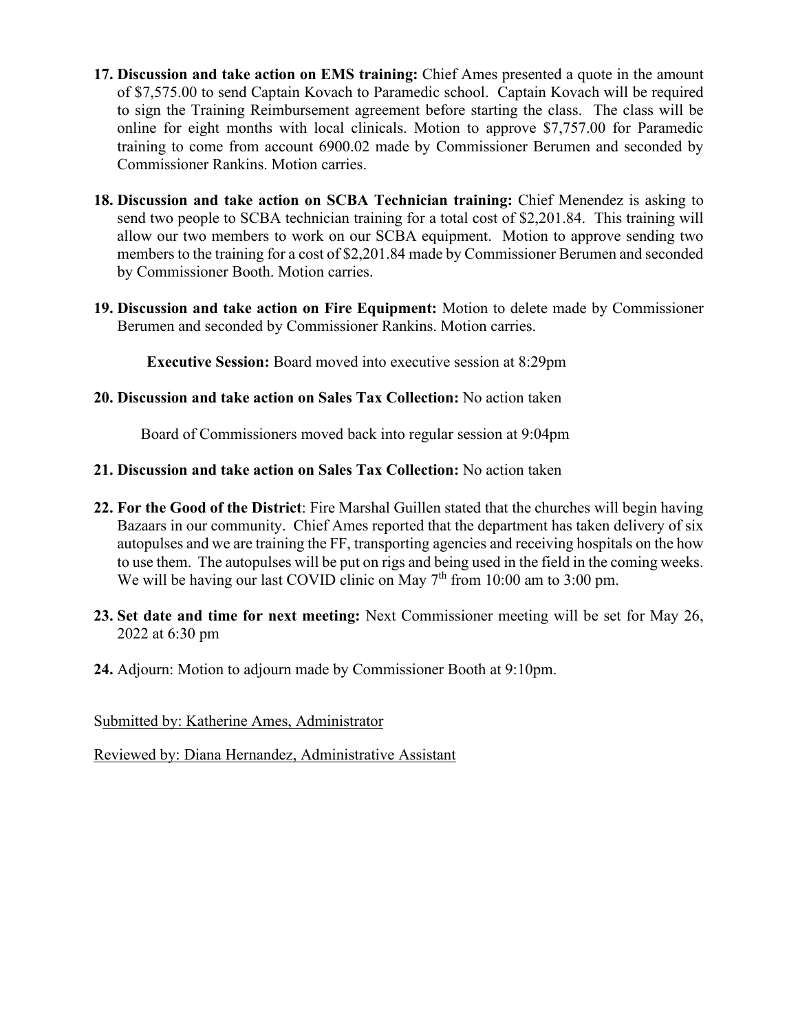17. **Discussion and take action on EMS training:** Chief Ames presented a quote in the amount of $7,575.00 to send Captain Kovach to Paramedic school. Captain Kovach will be required to sign the Training Reimbursement agreement before starting the class. The class will be online for eight months with local clinicals. Motion to approve $7,757.00 for Paramedic training to come from account 6900.02 made by Commissioner Berumen and seconded by Commissioner Rankins. Motion carries.

18. **Discussion and take action on SCBA Technician training:** Chief Menendez is asking to send two people to SCBA technician training for a total cost of $2,201.84. This training will allow our two members to work on our SCBA equipment. Motion to approve sending two members to the training for a cost of $2,201.84 made by Commissioner Berumen and seconded by Commissioner Booth. Motion carries.

19. **Discussion and take action on Fire Equipment:** Motion to delete made by Commissioner Berumen and seconded by Commissioner Rankins. Motion carries.

**Executive Session:** Board moved into executive session at 8:29pm

20. **Discussion and take action on Sales Tax Collection:** No action taken

Board of Commissioners moved back into regular session at 9:04pm

21. **Discussion and take action on Sales Tax Collection:** No action taken

22. **For the Good of the District**: Fire Marshal Guillen stated that the churches will begin having Bazaars in our community. Chief Ames reported that the department has taken delivery of six autopulses and we are training the FF, transporting agencies and receiving hospitals on the how to use them. The autopulses will be put on rigs and being used in the field in the coming weeks. We will be having our last COVID clinic on May 7th from 10:00 am to 3:00 pm.

23. **Set date and time for next meeting:** Next Commissioner meeting will be set for May 26, 2022 at 6:30 pm

24. Adjourn: Motion to adjourn made by Commissioner Booth at 9:10pm.

Submitted by: Katherine Ames, Administrator

Reviewed by: Diana Hernandez, Administrative Assistant